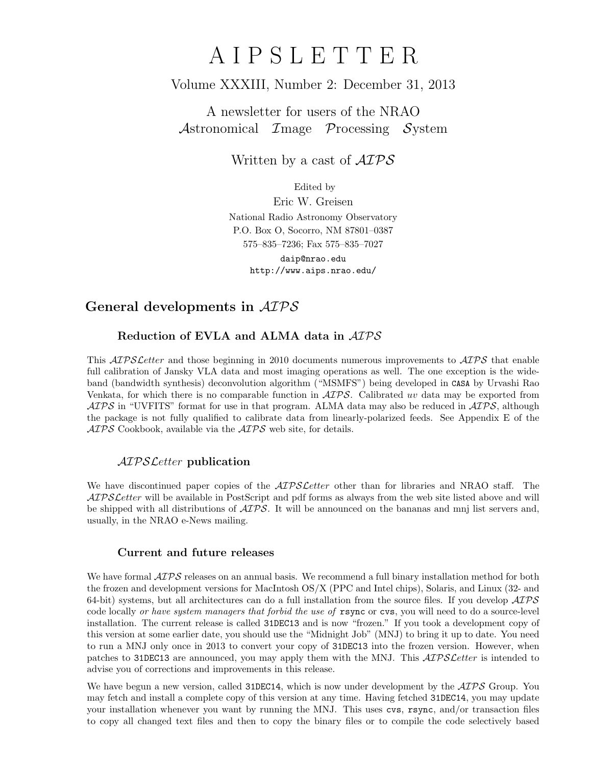# A I P S L E T T E R

Volume XXXIII, Number 2: December 31, 2013

A newsletter for users of the NRAO
*Astronomical Image Processing System*

Written by a cast of *AIPS*

Edited by
Eric W. Greisen
National Radio Astronomy Observatory
P.O. Box O, Socorro, NM 87801–0387
575–835–7236; Fax 575–835–7027
daip@nrao.edu
http://www.aips.nrao.edu/

## General developments in *AIPS*

### Reduction of EVLA and ALMA data in *AIPS*

This *AIPSLetter* and those beginning in 2010 documents numerous improvements to *AIPS* that enable full calibration of Jansky VLA data and most imaging operations as well. The one exception is the wide-band (bandwidth synthesis) deconvolution algorithm ("MSMFS") being developed in `CASA` by Urvashi Rao Venkata, for which there is no comparable function in *AIPS*. Calibrated *uv* data may be exported from *AIPS* in "UVFITS" format for use in that program. ALMA data may also be reduced in *AIPS*, although the package is not fully qualified to calibrate data from linearly-polarized feeds. See Appendix E of the *AIPS* Cookbook, available via the *AIPS* web site, for details.

### *AIPSLetter* publication

We have discontinued paper copies of the *AIPSLetter* other than for libraries and NRAO staff. The *AIPSLetter* will be available in PostScript and pdf forms as always from the web site listed above and will be shipped with all distributions of *AIPS*. It will be announced on the bananas and mnj list servers and, usually, in the NRAO e-News mailing.

### Current and future releases

We have formal *AIPS* releases on an annual basis. We recommend a full binary installation method for both the frozen and development versions for MacIntosh OS/X (PPC and Intel chips), Solaris, and Linux (32- and 64-bit) systems, but all architectures can do a full installation from the source files. If you develop *AIPS* code locally *or have system managers that forbid the use of* `rsync` or `cvs`, you will need to do a source-level installation. The current release is called `31DEC13` and is now "frozen." If you took a development copy of this version at some earlier date, you should use the "Midnight Job" (MNJ) to bring it up to date. You need to run a MNJ only once in 2013 to convert your copy of `31DEC13` into the frozen version. However, when patches to `31DEC13` are announced, you may apply them with the MNJ. This *AIPSLetter* is intended to advise you of corrections and improvements in this release.

We have begun a new version, called `31DEC14`, which is now under development by the *AIPS* Group. You may fetch and install a complete copy of this version at any time. Having fetched `31DEC14`, you may update your installation whenever you want by running the MNJ. This uses `cvs`, `rsync`, and/or transaction files to copy all changed text files and then to copy the binary files or to compile the code selectively based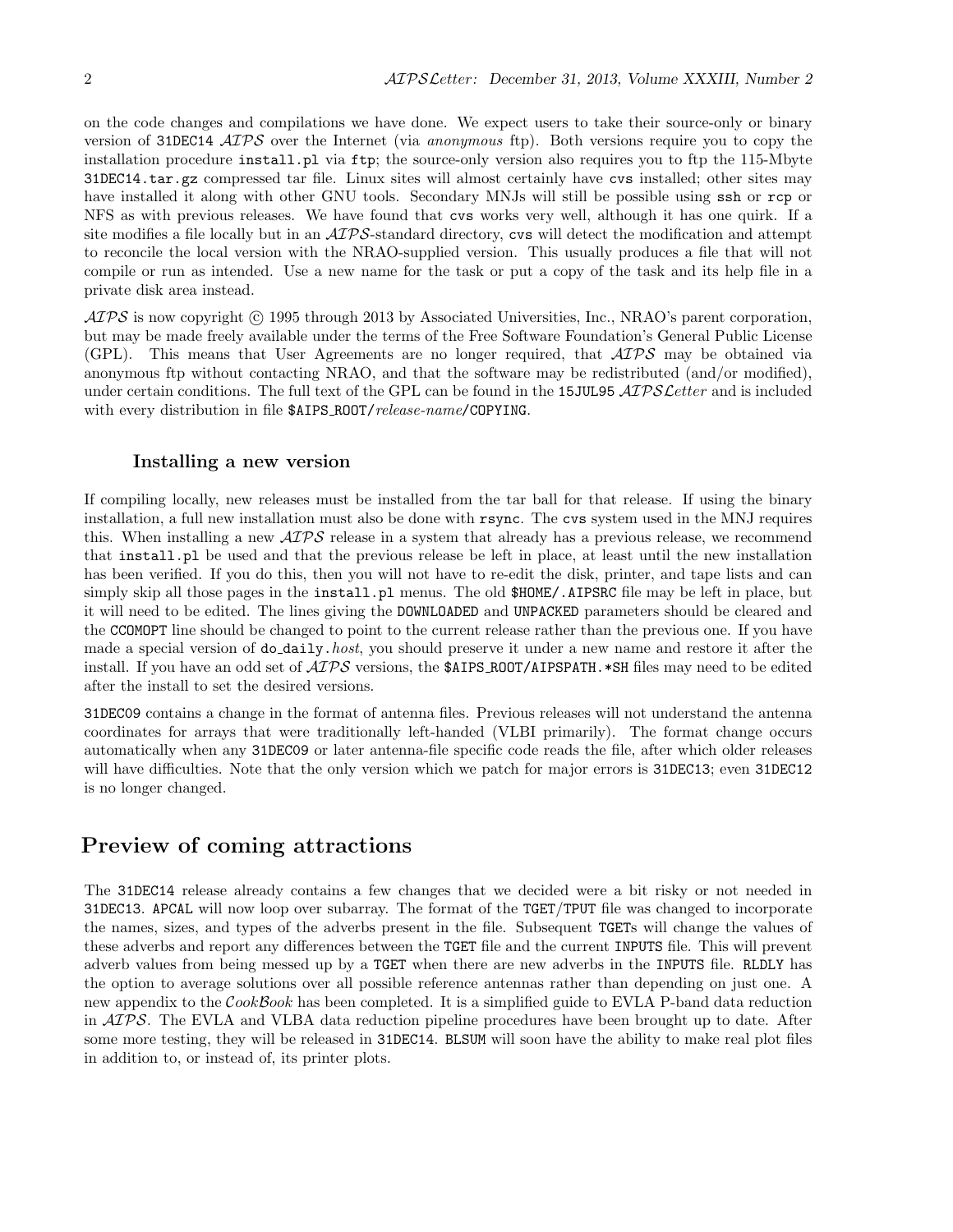on the code changes and compilations we have done. We expect users to take their source-only or binary version of 31DEC14 *AIPS* over the Internet (via *anonymous* ftp). Both versions require you to copy the installation procedure install.pl via ftp; the source-only version also requires you to ftp the 115-Mbyte 31DEC14.tar.gz compressed tar file. Linux sites will almost certainly have cvs installed; other sites may have installed it along with other GNU tools. Secondary MNJs will still be possible using ssh or rcp or NFS as with previous releases. We have found that cvs works very well, although it has one quirk. If a site modifies a file locally but in an *AIPS*-standard directory, cvs will detect the modification and attempt to reconcile the local version with the NRAO-supplied version. This usually produces a file that will not compile or run as intended. Use a new name for the task or put a copy of the task and its help file in a private disk area instead.

*AIPS* is now copyright © 1995 through 2013 by Associated Universities, Inc., NRAO's parent corporation, but may be made freely available under the terms of the Free Software Foundation's General Public License (GPL). This means that User Agreements are no longer required, that *AIPS* may be obtained via anonymous ftp without contacting NRAO, and that the software may be redistributed (and/or modified), under certain conditions. The full text of the GPL can be found in the 15JUL95 *AIPSLetter* and is included with every distribution in file $AIPS_ROOT/*release-name*/COPYING.

### Installing a new version

If compiling locally, new releases must be installed from the tar ball for that release. If using the binary installation, a full new installation must also be done with rsync. The cvs system used in the MNJ requires this. When installing a new *AIPS* release in a system that already has a previous release, we recommend that install.pl be used and that the previous release be left in place, at least until the new installation has been verified. If you do this, then you will not have to re-edit the disk, printer, and tape lists and can simply skip all those pages in the install.pl menus. The old $HOME/.AIPSRC file may be left in place, but it will need to be edited. The lines giving the DOWNLOADED and UNPACKED parameters should be cleared and the CCOMOPT line should be changed to point to the current release rather than the previous one. If you have made a special version of do_daily.*host*, you should preserve it under a new name and restore it after the install. If you have an odd set of *AIPS* versions, the $AIPS_ROOT/AIPSPATH.*SH files may need to be edited after the install to set the desired versions.

31DEC09 contains a change in the format of antenna files. Previous releases will not understand the antenna coordinates for arrays that were traditionally left-handed (VLBI primarily). The format change occurs automatically when any 31DEC09 or later antenna-file specific code reads the file, after which older releases will have difficulties. Note that the only version which we patch for major errors is 31DEC13; even 31DEC12 is no longer changed.

## Preview of coming attractions

The 31DEC14 release already contains a few changes that we decided were a bit risky or not needed in 31DEC13. APCAL will now loop over subarray. The format of the TGET/TPUT file was changed to incorporate the names, sizes, and types of the adverbs present in the file. Subsequent TGETs will change the values of these adverbs and report any differences between the TGET file and the current INPUTS file. This will prevent adverb values from being messed up by a TGET when there are new adverbs in the INPUTS file. RLDLY has the option to average solutions over all possible reference antennas rather than depending on just one. A new appendix to the *CookBook* has been completed. It is a simplified guide to EVLA P-band data reduction in *AIPS*. The EVLA and VLBA data reduction pipeline procedures have been brought up to date. After some more testing, they will be released in 31DEC14. BLSUM will soon have the ability to make real plot files in addition to, or instead of, its printer plots.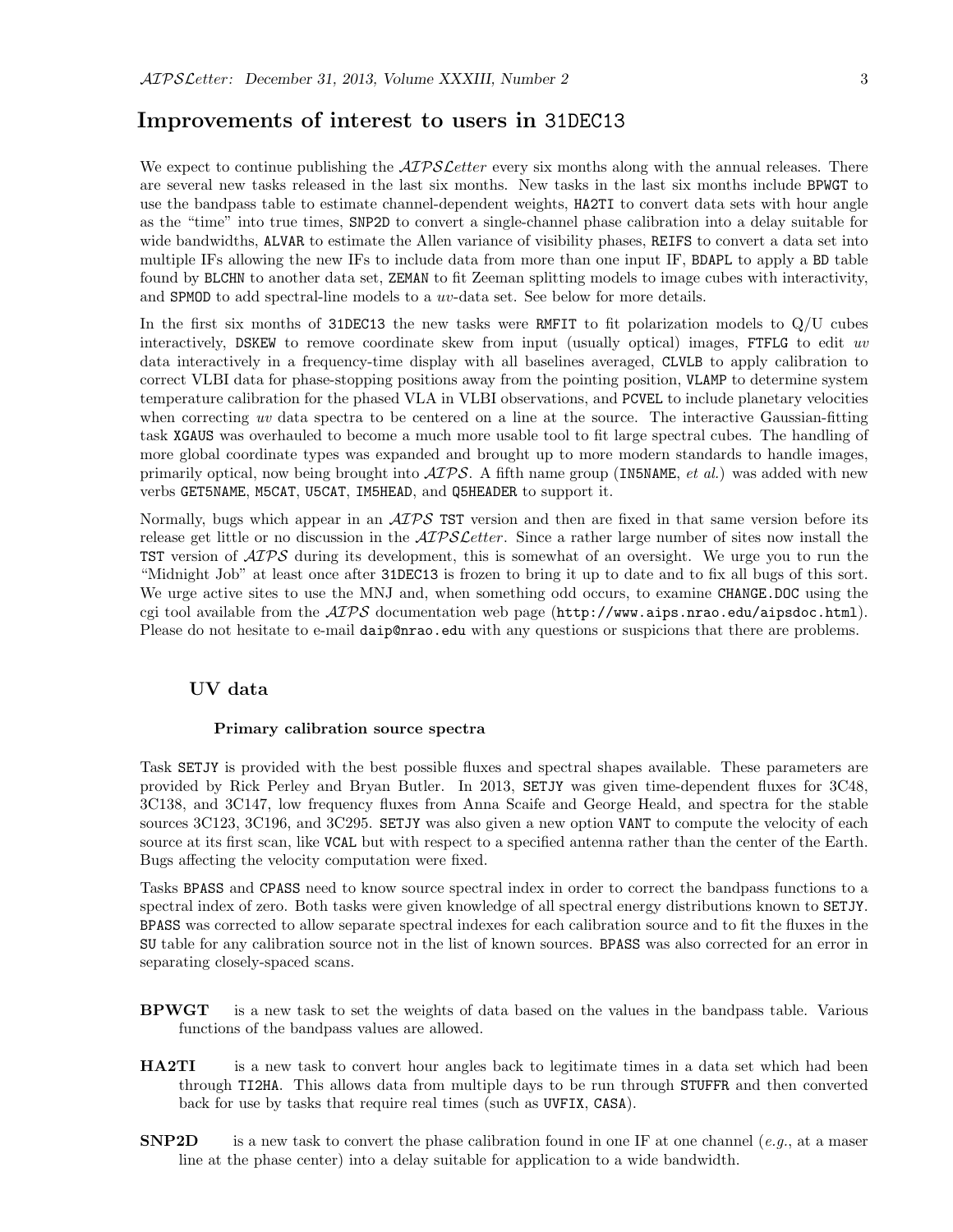## Improvements of interest to users in 31DEC13

We expect to continue publishing the *AIPSLetter* every six months along with the annual releases. There are several new tasks released in the last six months. New tasks in the last six months include BPWGT to use the bandpass table to estimate channel-dependent weights, HA2TI to convert data sets with hour angle as the "time" into true times, SNP2D to convert a single-channel phase calibration into a delay suitable for wide bandwidths, ALVAR to estimate the Allen variance of visibility phases, REIFS to convert a data set into multiple IFs allowing the new IFs to include data from more than one input IF, BDAPL to apply a BD table found by BLCHN to another data set, ZEMAN to fit Zeeman splitting models to image cubes with interactivity, and SPMOD to add spectral-line models to a *uv*-data set. See below for more details.

In the first six months of 31DEC13 the new tasks were RMFIT to fit polarization models to Q/U cubes interactively, DSKEW to remove coordinate skew from input (usually optical) images, FTFLG to edit *uv* data interactively in a frequency-time display with all baselines averaged, CLVLB to apply calibration to correct VLBI data for phase-stopping positions away from the pointing position, VLAMP to determine system temperature calibration for the phased VLA in VLBI observations, and PCVEL to include planetary velocities when correcting *uv* data spectra to be centered on a line at the source. The interactive Gaussian-fitting task XGAUS was overhauled to become a much more usable tool to fit large spectral cubes. The handling of more global coordinate types was expanded and brought up to more modern standards to handle images, primarily optical, now being brought into *AIPS*. A fifth name group (IN5NAME, *et al.*) was added with new verbs GET5NAME, M5CAT, U5CAT, IM5HEAD, and Q5HEADER to support it.

Normally, bugs which appear in an *AIPS* TST version and then are fixed in that same version before its release get little or no discussion in the *AIPSLetter*. Since a rather large number of sites now install the TST version of *AIPS* during its development, this is somewhat of an oversight. We urge you to run the "Midnight Job" at least once after 31DEC13 is frozen to bring it up to date and to fix all bugs of this sort. We urge active sites to use the MNJ and, when something odd occurs, to examine CHANGE.DOC using the cgi tool available from the *AIPS* documentation web page (http://www.aips.nrao.edu/aipsdoc.html). Please do not hesitate to e-mail daip@nrao.edu with any questions or suspicions that there are problems.

### UV data

#### Primary calibration source spectra

Task SETJY is provided with the best possible fluxes and spectral shapes available. These parameters are provided by Rick Perley and Bryan Butler. In 2013, SETJY was given time-dependent fluxes for 3C48, 3C138, and 3C147, low frequency fluxes from Anna Scaife and George Heald, and spectra for the stable sources 3C123, 3C196, and 3C295. SETJY was also given a new option VANT to compute the velocity of each source at its first scan, like VCAL but with respect to a specified antenna rather than the center of the Earth. Bugs affecting the velocity computation were fixed.

Tasks BPASS and CPASS need to know source spectral index in order to correct the bandpass functions to a spectral index of zero. Both tasks were given knowledge of all spectral energy distributions known to SETJY. BPASS was corrected to allow separate spectral indexes for each calibration source and to fit the fluxes in the SU table for any calibration source not in the list of known sources. BPASS was also corrected for an error in separating closely-spaced scans.

**BPWGT** is a new task to set the weights of data based on the values in the bandpass table. Various functions of the bandpass values are allowed.

**HA2TI** is a new task to convert hour angles back to legitimate times in a data set which had been through TI2HA. This allows data from multiple days to be run through STUFFR and then converted back for use by tasks that require real times (such as UVFIX, CASA).

**SNP2D** is a new task to convert the phase calibration found in one IF at one channel (*e.g.*, at a maser line at the phase center) into a delay suitable for application to a wide bandwidth.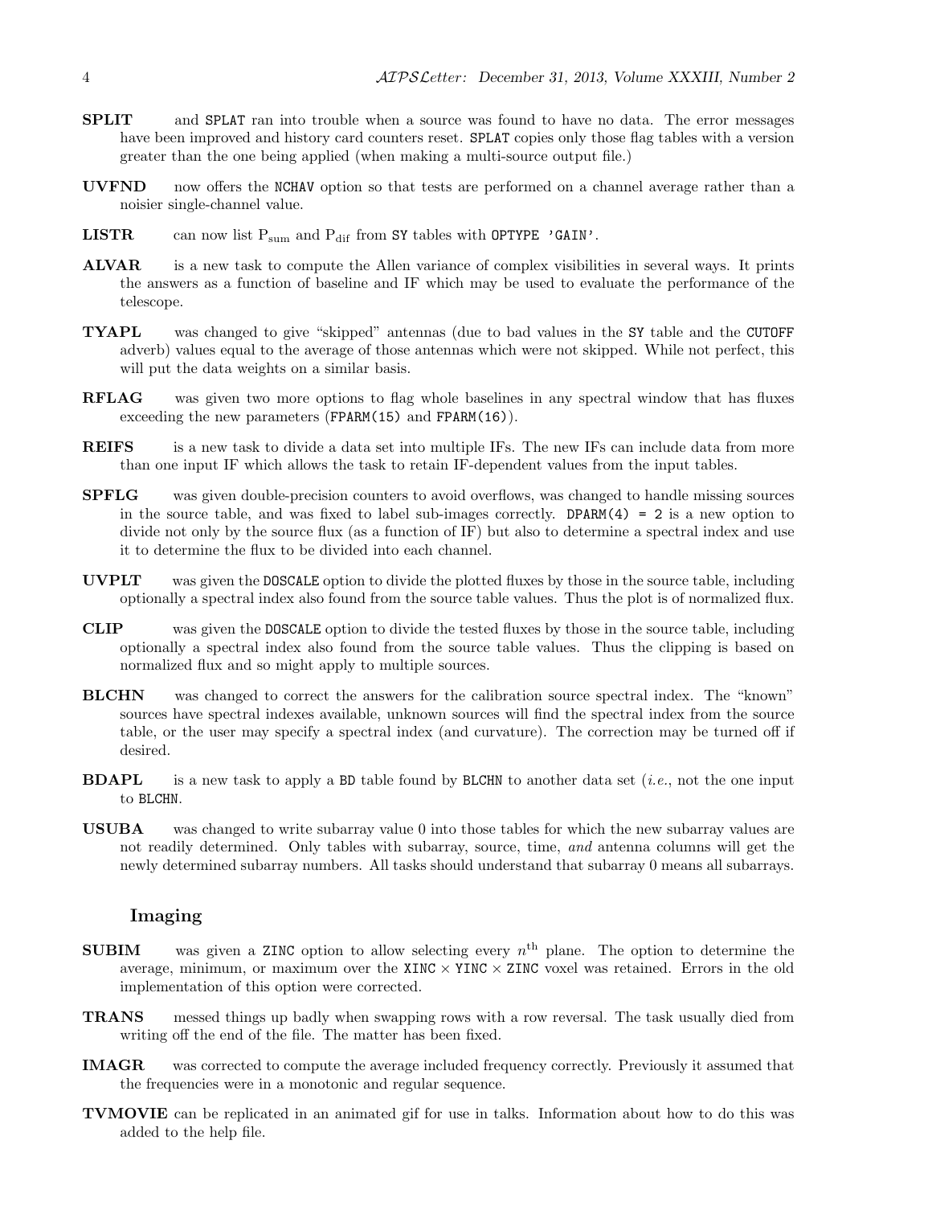**SPLIT** and SPLAT ran into trouble when a source was found to have no data. The error messages have been improved and history card counters reset. SPLAT copies only those flag tables with a version greater than the one being applied (when making a multi-source output file.)

**UVFND** now offers the NCHAV option so that tests are performed on a channel average rather than a noisier single-channel value.

**LISTR** can now list $P_{sum}$ and $P_{dif}$ from SY tables with OPTYPE 'GAIN'.

**ALVAR** is a new task to compute the Allen variance of complex visibilities in several ways. It prints the answers as a function of baseline and IF which may be used to evaluate the performance of the telescope.

**TYAPL** was changed to give "skipped" antennas (due to bad values in the SY table and the CUTOFF adverb) values equal to the average of those antennas which were not skipped. While not perfect, this will put the data weights on a similar basis.

**RFLAG** was given two more options to flag whole baselines in any spectral window that has fluxes exceeding the new parameters (FPARM(15) and FPARM(16)).

**REIFS** is a new task to divide a data set into multiple IFs. The new IFs can include data from more than one input IF which allows the task to retain IF-dependent values from the input tables.

**SPFLG** was given double-precision counters to avoid overflows, was changed to handle missing sources in the source table, and was fixed to label sub-images correctly. DPARM(4) = 2 is a new option to divide not only by the source flux (as a function of IF) but also to determine a spectral index and use it to determine the flux to be divided into each channel.

**UVPLT** was given the DOSCALE option to divide the plotted fluxes by those in the source table, including optionally a spectral index also found from the source table values. Thus the plot is of normalized flux.

**CLIP** was given the DOSCALE option to divide the tested fluxes by those in the source table, including optionally a spectral index also found from the source table values. Thus the clipping is based on normalized flux and so might apply to multiple sources.

**BLCHN** was changed to correct the answers for the calibration source spectral index. The "known" sources have spectral indexes available, unknown sources will find the spectral index from the source table, or the user may specify a spectral index (and curvature). The correction may be turned off if desired.

**BDAPL** is a new task to apply a BD table found by BLCHN to another data set (*i.e.*, not the one input to BLCHN.

**USUBA** was changed to write subarray value 0 into those tables for which the new subarray values are not readily determined. Only tables with subarray, source, time, *and* antenna columns will get the newly determined subarray numbers. All tasks should understand that subarray 0 means all subarrays.

### Imaging

**SUBIM** was given a ZINC option to allow selecting every $n^{\text{th}}$ plane. The option to determine the average, minimum, or maximum over the XINC $\times$ YINC $\times$ ZINC voxel was retained. Errors in the old implementation of this option were corrected.

**TRANS** messed things up badly when swapping rows with a row reversal. The task usually died from writing off the end of the file. The matter has been fixed.

**IMAGR** was corrected to compute the average included frequency correctly. Previously it assumed that the frequencies were in a monotonic and regular sequence.

**TVMOVIE** can be replicated in an animated gif for use in talks. Information about how to do this was added to the help file.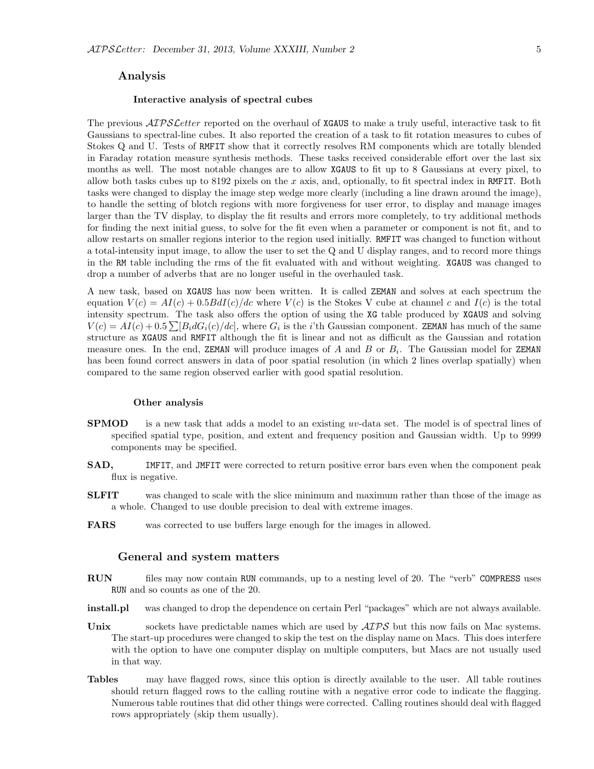## Analysis

### Interactive analysis of spectral cubes

The previous *AIPSLetter* reported on the overhaul of XGAUS to make a truly useful, interactive task to fit Gaussians to spectral-line cubes. It also reported the creation of a task to fit rotation measures to cubes of Stokes Q and U. Tests of RMFIT show that it correctly resolves RM components which are totally blended in Faraday rotation measure synthesis methods. These tasks received considerable effort over the last six months as well. The most notable changes are to allow XGAUS to fit up to 8 Gaussians at every pixel, to allow both tasks cubes up to 8192 pixels on the $x$ axis, and, optionally, to fit spectral index in RMFIT. Both tasks were changed to display the image step wedge more clearly (including a line drawn around the image), to handle the setting of blotch regions with more forgiveness for user error, to display and manage images larger than the TV display, to display the fit results and errors more completely, to try additional methods for finding the next initial guess, to solve for the fit even when a parameter or component is not fit, and to allow restarts on smaller regions interior to the region used initially. RMFIT was changed to function without a total-intensity input image, to allow the user to set the Q and U display ranges, and to record more things in the RM table including the rms of the fit evaluated with and without weighting. XGAUS was changed to drop a number of adverbs that are no longer useful in the overhauled task.

A new task, based on XGAUS has now been written. It is called ZEMAN and solves at each spectrum the equation $V(c) = AI(c) + 0.5BdI(c)/dc$ where $V(c)$ is the Stokes V cube at channel $c$ and $I(c)$ is the total intensity spectrum. The task also offers the option of using the XG table produced by XGAUS and solving $V(c) = AI(c) + 0.5\sum[B_i dG_i(c)/dc]$, where $G_i$ is the $i$'th Gaussian component. ZEMAN has much of the same structure as XGAUS and RMFIT although the fit is linear and not as difficult as the Gaussian and rotation measure ones. In the end, ZEMAN will produce images of $A$ and $B$ or $B_i$. The Gaussian model for ZEMAN has been found correct answers in data of poor spatial resolution (in which 2 lines overlap spatially) when compared to the same region observed earlier with good spatial resolution.

### Other analysis

**SPMOD** is a new task that adds a model to an existing *uv*-data set. The model is of spectral lines of specified spatial type, position, and extent and frequency position and Gaussian width. Up to 9999 components may be specified.

**SAD,** IMFIT, and JMFIT were corrected to return positive error bars even when the component peak flux is negative.

**SLFIT** was changed to scale with the slice minimum and maximum rather than those of the image as a whole. Changed to use double precision to deal with extreme images.

**FARS** was corrected to use buffers large enough for the images in allowed.

## General and system matters

**RUN** files may now contain RUN commands, up to a nesting level of 20. The "verb" COMPRESS uses RUN and so counts as one of the 20.

**install.pl** was changed to drop the dependence on certain Perl "packages" which are not always available.

**Unix** sockets have predictable names which are used by *AIPS* but this now fails on Mac systems. The start-up procedures were changed to skip the test on the display name on Macs. This does interfere with the option to have one computer display on multiple computers, but Macs are not usually used in that way.

**Tables** may have flagged rows, since this option is directly available to the user. All table routines should return flagged rows to the calling routine with a negative error code to indicate the flagging. Numerous table routines that did other things were corrected. Calling routines should deal with flagged rows appropriately (skip them usually).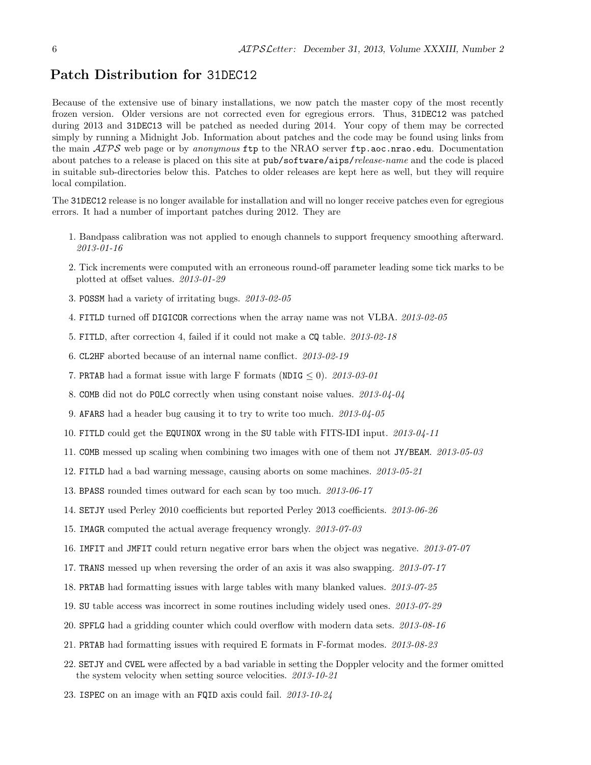## Patch Distribution for 31DEC12

Because of the extensive use of binary installations, we now patch the master copy of the most recently frozen version. Older versions are not corrected even for egregious errors. Thus, 31DEC12 was patched during 2013 and 31DEC13 will be patched as needed during 2014. Your copy of them may be corrected simply by running a Midnight Job. Information about patches and the code may be found using links from the main *AIPS* web page or by *anonymous* ftp to the NRAO server ftp.aoc.nrao.edu. Documentation about patches to a release is placed on this site at pub/software/aips/*release-name* and the code is placed in suitable sub-directories below this. Patches to older releases are kept here as well, but they will require local compilation.

The 31DEC12 release is no longer available for installation and will no longer receive patches even for egregious errors. It had a number of important patches during 2012. They are

1. Bandpass calibration was not applied to enough channels to support frequency smoothing afterward. *2013-01-16*
2. Tick increments were computed with an erroneous round-off parameter leading some tick marks to be plotted at offset values. *2013-01-29*
3. POSSM had a variety of irritating bugs. *2013-02-05*
4. FITLD turned off DIGICOR corrections when the array name was not VLBA. *2013-02-05*
5. FITLD, after correction 4, failed if it could not make a CQ table. *2013-02-18*
6. CL2HF aborted because of an internal name conflict. *2013-02-19*
7. PRTAB had a format issue with large F formats (NDIG $\leq 0$). *2013-03-01*
8. COMB did not do POLC correctly when using constant noise values. *2013-04-04*
9. AFARS had a header bug causing it to try to write too much. *2013-04-05*
10. FITLD could get the EQUINOX wrong in the SU table with FITS-IDI input. *2013-04-11*
11. COMB messed up scaling when combining two images with one of them not JY/BEAM. *2013-05-03*
12. FITLD had a bad warning message, causing aborts on some machines. *2013-05-21*
13. BPASS rounded times outward for each scan by too much. *2013-06-17*
14. SETJY used Perley 2010 coefficients but reported Perley 2013 coefficients. *2013-06-26*
15. IMAGR computed the actual average frequency wrongly. *2013-07-03*
16. IMFIT and JMFIT could return negative error bars when the object was negative. *2013-07-07*
17. TRANS messed up when reversing the order of an axis it was also swapping. *2013-07-17*
18. PRTAB had formatting issues with large tables with many blanked values. *2013-07-25*
19. SU table access was incorrect in some routines including widely used ones. *2013-07-29*
20. SPFLG had a gridding counter which could overflow with modern data sets. *2013-08-16*
21. PRTAB had formatting issues with required E formats in F-format modes. *2013-08-23*
22. SETJY and CVEL were affected by a bad variable in setting the Doppler velocity and the former omitted the system velocity when setting source velocities. *2013-10-21*
23. ISPEC on an image with an FQID axis could fail. *2013-10-24*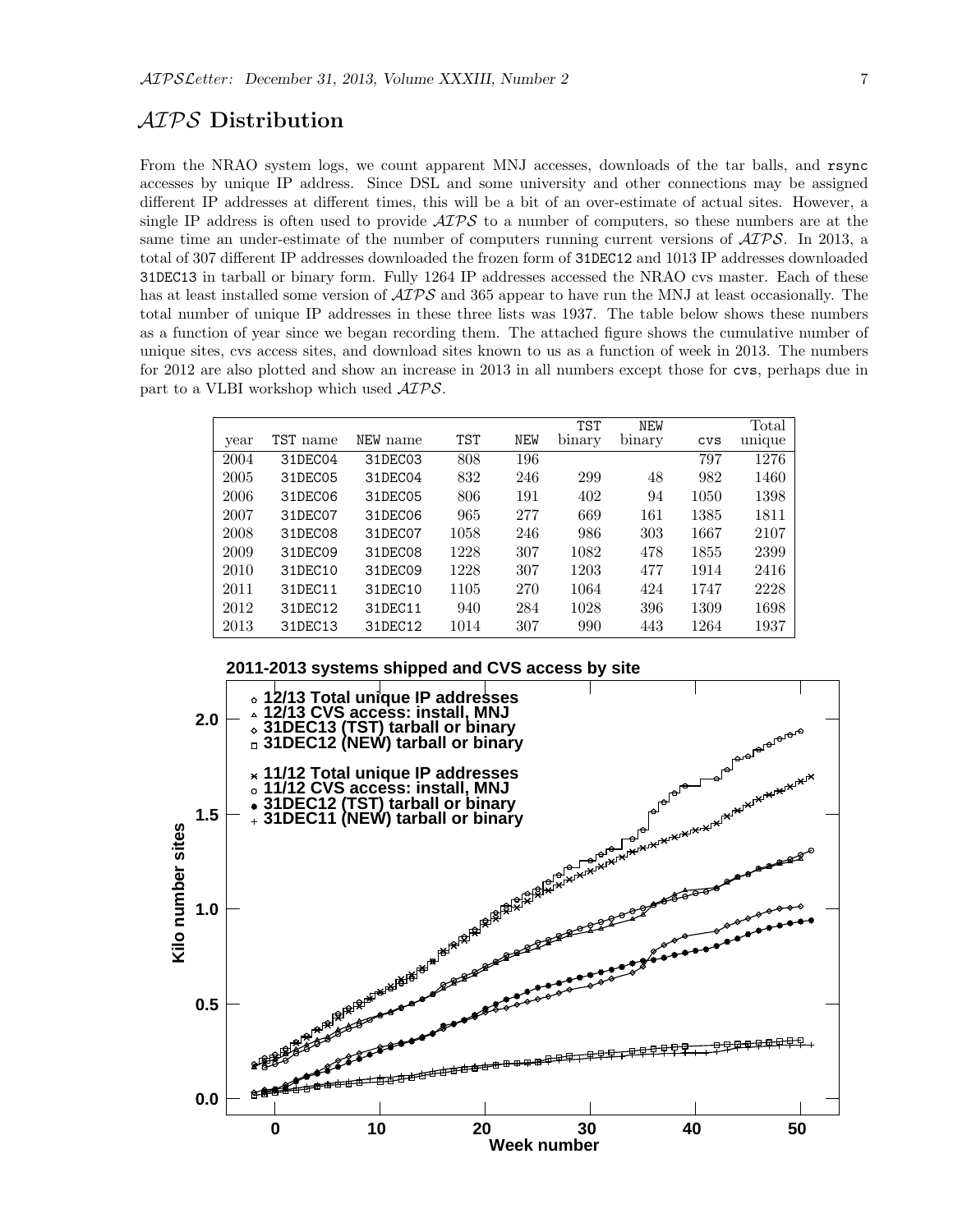## AIPS Distribution

From the NRAO system logs, we count apparent MNJ accesses, downloads of the tar balls, and `rsync` accesses by unique IP address. Since DSL and some university and other connections may be assigned different IP addresses at different times, this will be a bit of an over-estimate of actual sites. However, a single IP address is often used to provide *AIPS* to a number of computers, so these numbers are at the same time an under-estimate of the number of computers running current versions of *AIPS*. In 2013, a total of 307 different IP addresses downloaded the frozen form of `31DEC12` and 1013 IP addresses downloaded `31DEC13` in tarball or binary form. Fully 1264 IP addresses accessed the NRAO cvs master. Each of these has at least installed some version of *AIPS* and 365 appear to have run the MNJ at least occasionally. The total number of unique IP addresses in these three lists was 1937. The table below shows these numbers as a function of year since we began recording them. The attached figure shows the cumulative number of unique sites, cvs access sites, and download sites known to us as a function of week in 2013. The numbers for 2012 are also plotted and show an increase in 2013 in all numbers except those for `cvs`, perhaps due in part to a VLBI workshop which used *AIPS*.

| year | TST name | NEW name | TST | NEW | TST binary | NEW binary | cvs | Total unique |
|---|---|---|---|---|---|---|---|---|
| 2004 | 31DEC04 | 31DEC03 | 808 | 196 | | | 797 | 1276 |
| 2005 | 31DEC05 | 31DEC04 | 832 | 246 | 299 | 48 | 982 | 1460 |
| 2006 | 31DEC06 | 31DEC05 | 806 | 191 | 402 | 94 | 1050 | 1398 |
| 2007 | 31DEC07 | 31DEC06 | 965 | 277 | 669 | 161 | 1385 | 1811 |
| 2008 | 31DEC08 | 31DEC07 | 1058 | 246 | 986 | 303 | 1667 | 2107 |
| 2009 | 31DEC09 | 31DEC08 | 1228 | 307 | 1082 | 478 | 1855 | 2399 |
| 2010 | 31DEC10 | 31DEC09 | 1228 | 307 | 1203 | 477 | 1914 | 2416 |
| 2011 | 31DEC11 | 31DEC10 | 1105 | 270 | 1064 | 424 | 1747 | 2228 |
| 2012 | 31DEC12 | 31DEC11 | 940 | 284 | 1028 | 396 | 1309 | 1698 |
| 2013 | 31DEC13 | 31DEC12 | 1014 | 307 | 990 | 443 | 1264 | 1937 |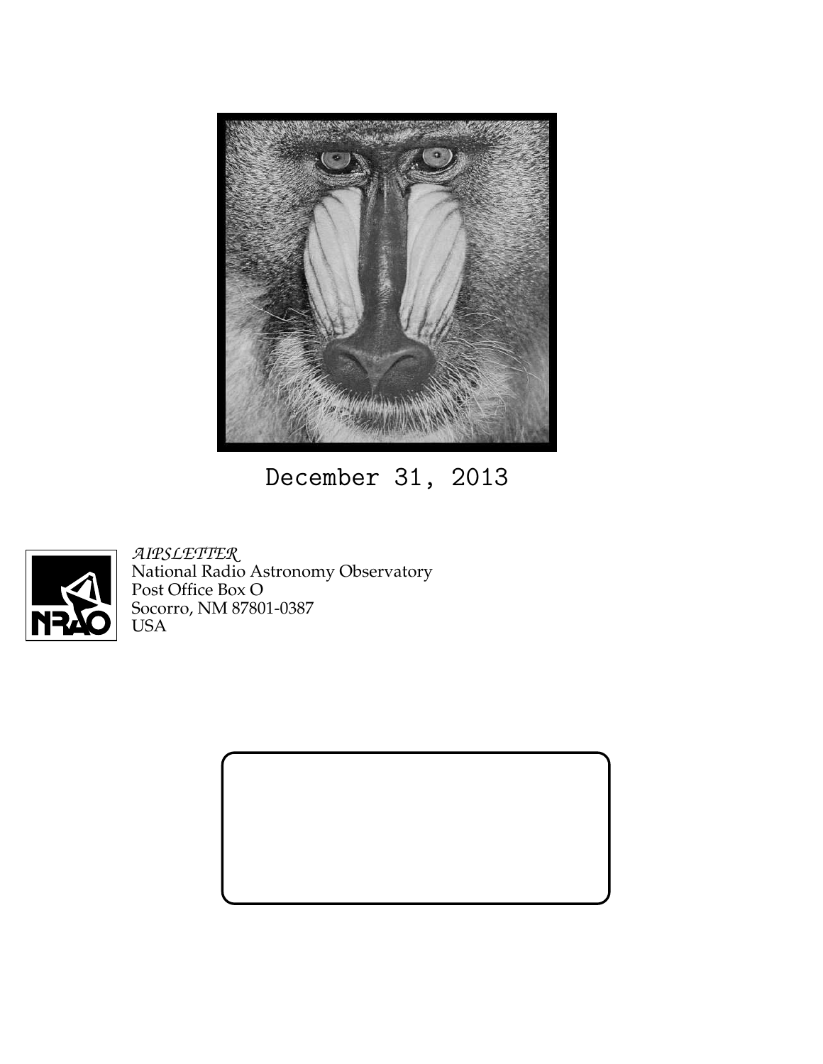December 31, 2013

*AIPSLETTER*
National Radio Astronomy Observatory
Post Office Box O
Socorro, NM 87801-0387
USA